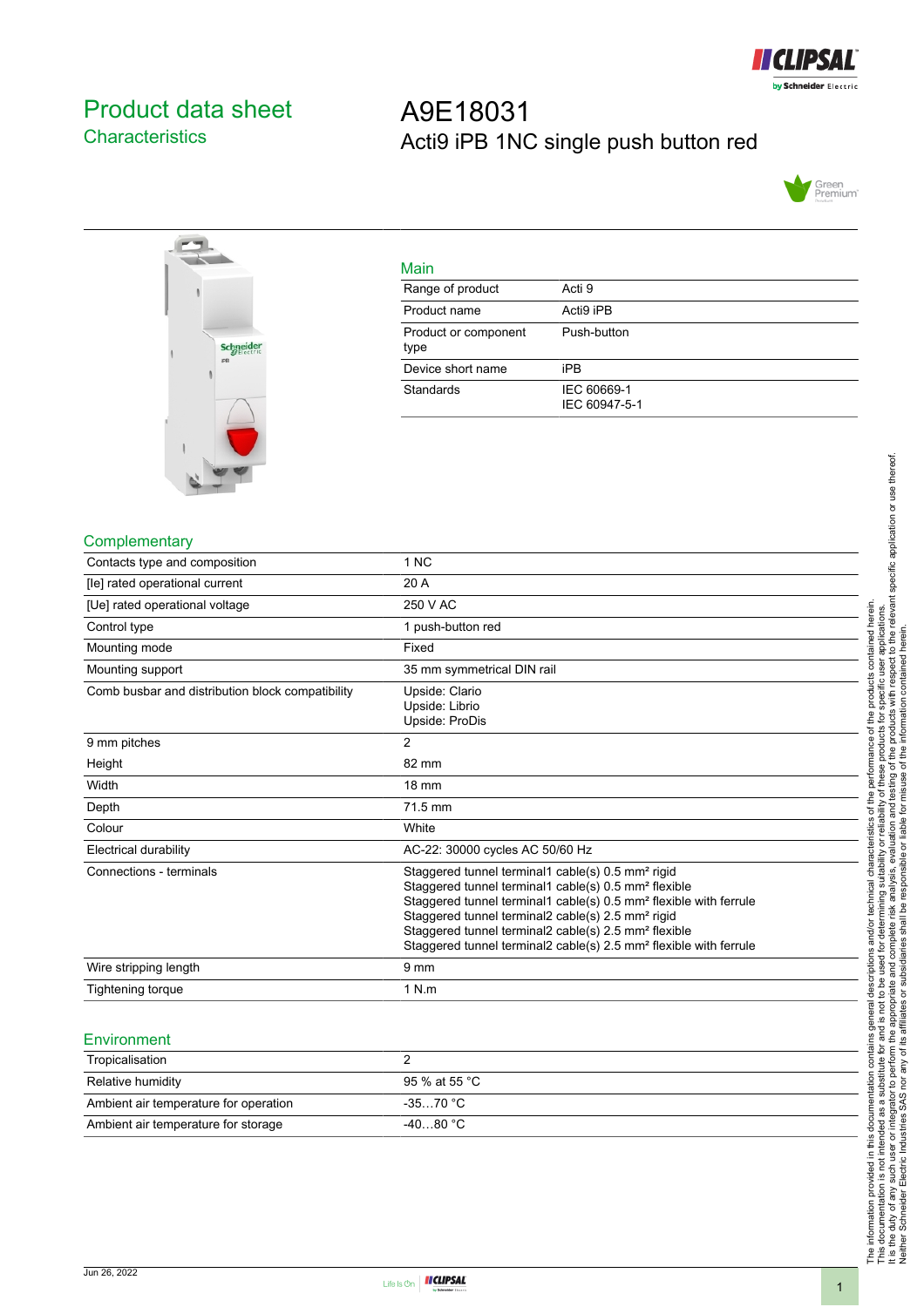# Product data sheet

## Characteristics

# A9E18031

Acti9 iPB 1NC single push button red

### Main

| | |
|---|---|
| Range of product | Acti 9 |
| Product name | Acti9 iPB |
| Product or component type | Push-button |
| Device short name | iPB |
| Standards | IEC 60669-1<br>IEC 60947-5-1 |

### Complementary

| | |
|---|---|
| Contacts type and composition | 1 NC |
| [Ie] rated operational current | 20 A |
| [Ue] rated operational voltage | 250 V AC |
| Control type | 1 push-button red |
| Mounting mode | Fixed |
| Mounting support | 35 mm symmetrical DIN rail |
| Comb busbar and distribution block compatibility | Upside: Clario<br>Upside: Librio<br>Upside: ProDis |
| 9 mm pitches | 2 |
| Height | 82 mm |
| Width | 18 mm |
| Depth | 71.5 mm |
| Colour | White |
| Electrical durability | AC-22: 30000 cycles AC 50/60 Hz |
| Connections - terminals | Staggered tunnel terminal1 cable(s) 0.5 mm² rigid<br>Staggered tunnel terminal1 cable(s) 0.5 mm² flexible<br>Staggered tunnel terminal1 cable(s) 0.5 mm² flexible with ferrule<br>Staggered tunnel terminal2 cable(s) 2.5 mm² rigid<br>Staggered tunnel terminal2 cable(s) 2.5 mm² flexible<br>Staggered tunnel terminal2 cable(s) 2.5 mm² flexible with ferrule |
| Wire stripping length | 9 mm |
| Tightening torque | 1 N.m |

### Environment

| | |
|---|---|
| Tropicalisation | 2 |
| Relative humidity | 95 % at 55 °C |
| Ambient air temperature for operation | -35…70 °C |
| Ambient air temperature for storage | -40…80 °C |

The information provided in this documentation contains general descriptions and/or technical characteristics of the performance of the products contained herein. This documentation is not intended as a substitute for and is not to be used for determining suitability or reliability of these products for specific user applications. It is the duty of any such user or integrator to perform the appropriate and complete risk analysis, evaluation and testing of the products with respect to the relevant specific application or use thereof. Neither Schneider Electric Industries SAS nor any of its affiliates or subsidiaries shall be responsible or liable for misuse of the information contained herein.

Jun 26, 2022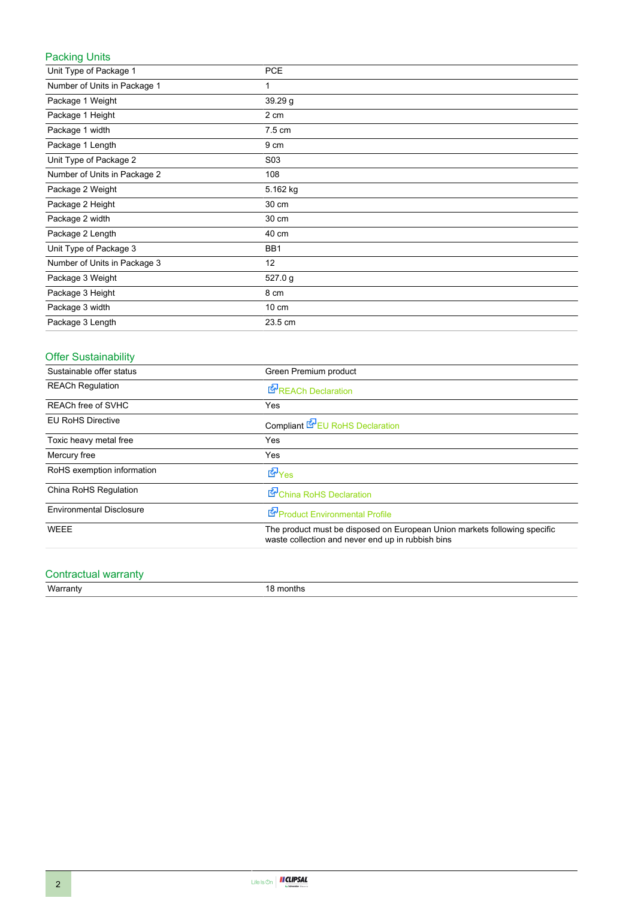## Packing Units

| | |
|---|---|
| Unit Type of Package 1 | PCE |
| Number of Units in Package 1 | 1 |
| Package 1 Weight | 39.29 g |
| Package 1 Height | 2 cm |
| Package 1 width | 7.5 cm |
| Package 1 Length | 9 cm |
| Unit Type of Package 2 | S03 |
| Number of Units in Package 2 | 108 |
| Package 2 Weight | 5.162 kg |
| Package 2 Height | 30 cm |
| Package 2 width | 30 cm |
| Package 2 Length | 40 cm |
| Unit Type of Package 3 | BB1 |
| Number of Units in Package 3 | 12 |
| Package 3 Weight | 527.0 g |
| Package 3 Height | 8 cm |
| Package 3 width | 10 cm |
| Package 3 Length | 23.5 cm |

## Offer Sustainability

| | |
|---|---|
| Sustainable offer status | Green Premium product |
| REACh Regulation | REACh Declaration |
| REACh free of SVHC | Yes |
| EU RoHS Directive | Compliant EU RoHS Declaration |
| Toxic heavy metal free | Yes |
| Mercury free | Yes |
| RoHS exemption information | Yes |
| China RoHS Regulation | China RoHS Declaration |
| Environmental Disclosure | Product Environmental Profile |
| WEEE | The product must be disposed on European Union markets following specific waste collection and never end up in rubbish bins |

## Contractual warranty

| | |
|---|---|
| Warranty | 18 months |